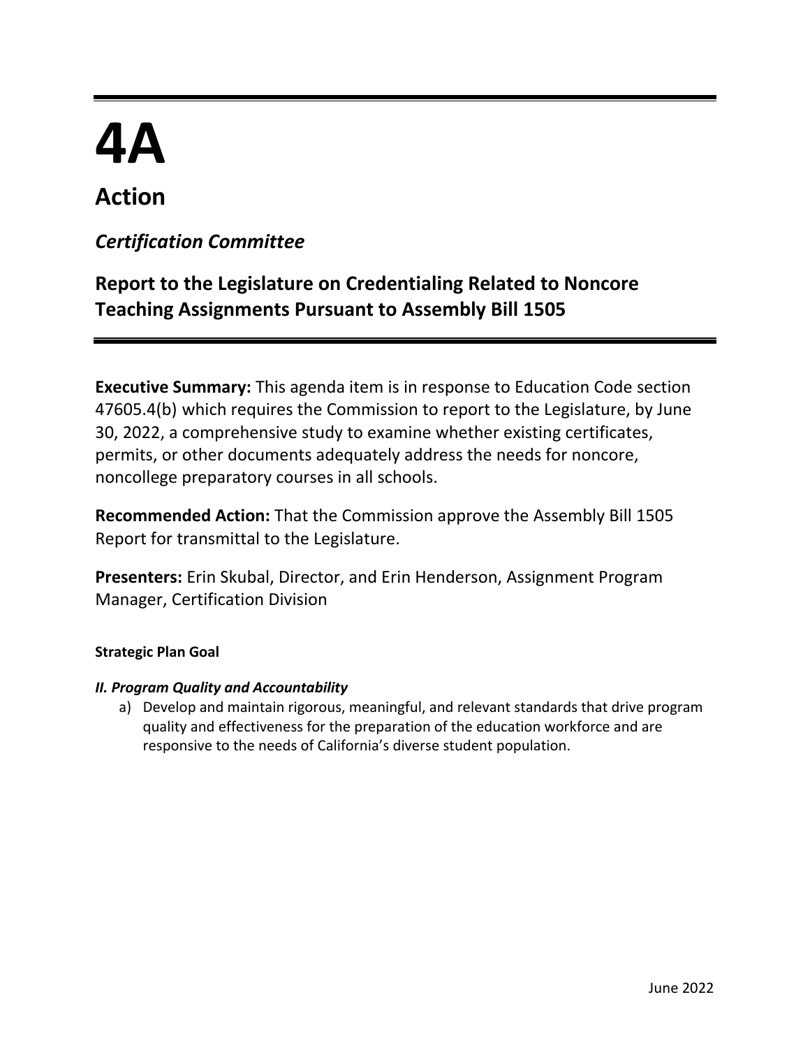# 4A

## Action

### *Certification Committee*

### Report to the Legislature on Credentialing Related to Noncore Teaching Assignments Pursuant to Assembly Bill 1505

**Executive Summary:** This agenda item is in response to Education Code section 47605.4(b) which requires the Commission to report to the Legislature, by June 30, 2022, a comprehensive study to examine whether existing certificates, permits, or other documents adequately address the needs for noncore, noncollege preparatory courses in all schools.

**Recommended Action:** That the Commission approve the Assembly Bill 1505 Report for transmittal to the Legislature.

**Presenters:** Erin Skubal, Director, and Erin Henderson, Assignment Program Manager, Certification Division

**Strategic Plan Goal**

***II. Program Quality and Accountability***

a) Develop and maintain rigorous, meaningful, and relevant standards that drive program quality and effectiveness for the preparation of the education workforce and are responsive to the needs of California's diverse student population.

June 2022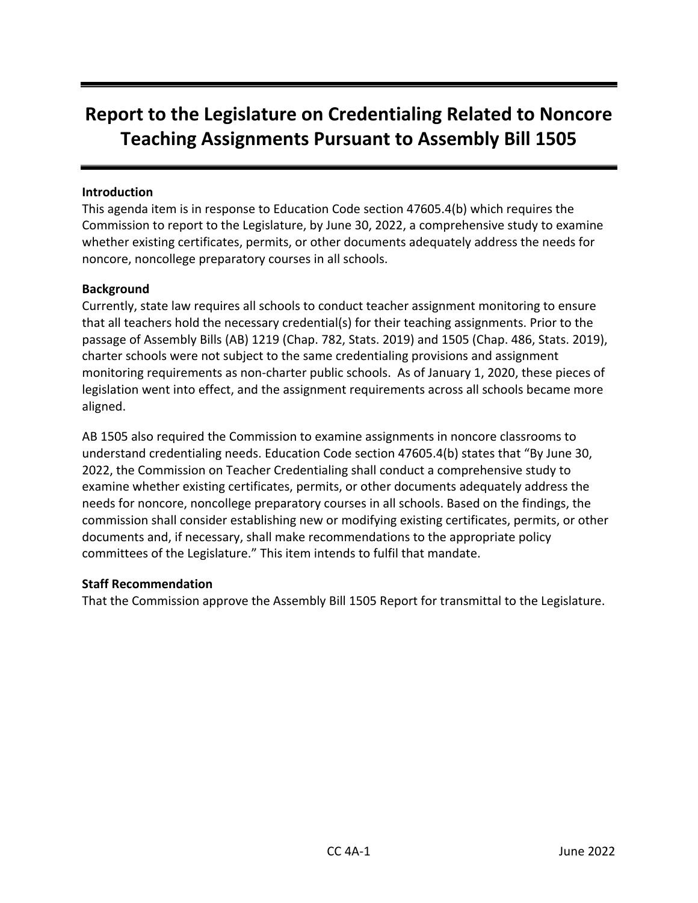# Report to the Legislature on Credentialing Related to Noncore Teaching Assignments Pursuant to Assembly Bill 1505

**Introduction**

This agenda item is in response to Education Code section 47605.4(b) which requires the Commission to report to the Legislature, by June 30, 2022, a comprehensive study to examine whether existing certificates, permits, or other documents adequately address the needs for noncore, noncollege preparatory courses in all schools.

**Background**

Currently, state law requires all schools to conduct teacher assignment monitoring to ensure that all teachers hold the necessary credential(s) for their teaching assignments. Prior to the passage of Assembly Bills (AB) 1219 (Chap. 782, Stats. 2019) and 1505 (Chap. 486, Stats. 2019), charter schools were not subject to the same credentialing provisions and assignment monitoring requirements as non-charter public schools. As of January 1, 2020, these pieces of legislation went into effect, and the assignment requirements across all schools became more aligned.

AB 1505 also required the Commission to examine assignments in noncore classrooms to understand credentialing needs. Education Code section 47605.4(b) states that "By June 30, 2022, the Commission on Teacher Credentialing shall conduct a comprehensive study to examine whether existing certificates, permits, or other documents adequately address the needs for noncore, noncollege preparatory courses in all schools. Based on the findings, the commission shall consider establishing new or modifying existing certificates, permits, or other documents and, if necessary, shall make recommendations to the appropriate policy committees of the Legislature." This item intends to fulfil that mandate.

**Staff Recommendation**

That the Commission approve the Assembly Bill 1505 Report for transmittal to the Legislature.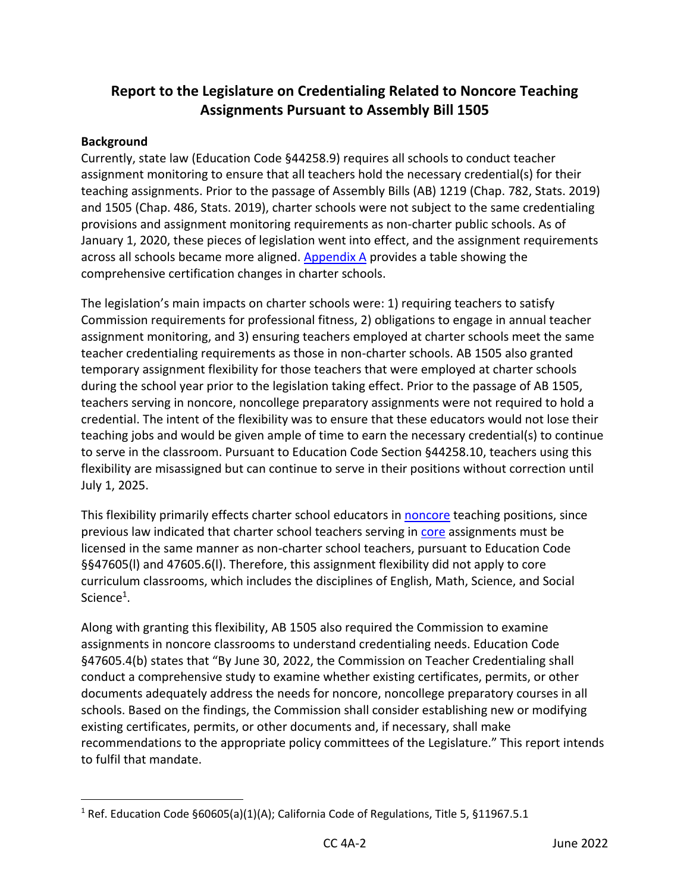# Report to the Legislature on Credentialing Related to Noncore Teaching Assignments Pursuant to Assembly Bill 1505

## Background

Currently, state law (Education Code §44258.9) requires all schools to conduct teacher assignment monitoring to ensure that all teachers hold the necessary credential(s) for their teaching assignments. Prior to the passage of Assembly Bills (AB) 1219 (Chap. 782, Stats. 2019) and 1505 (Chap. 486, Stats. 2019), charter schools were not subject to the same credentialing provisions and assignment monitoring requirements as non-charter public schools. As of January 1, 2020, these pieces of legislation went into effect, and the assignment requirements across all schools became more aligned. Appendix A provides a table showing the comprehensive certification changes in charter schools.

The legislation's main impacts on charter schools were: 1) requiring teachers to satisfy Commission requirements for professional fitness, 2) obligations to engage in annual teacher assignment monitoring, and 3) ensuring teachers employed at charter schools meet the same teacher credentialing requirements as those in non-charter schools. AB 1505 also granted temporary assignment flexibility for those teachers that were employed at charter schools during the school year prior to the legislation taking effect. Prior to the passage of AB 1505, teachers serving in noncore, noncollege preparatory assignments were not required to hold a credential. The intent of the flexibility was to ensure that these educators would not lose their teaching jobs and would be given ample of time to earn the necessary credential(s) to continue to serve in the classroom. Pursuant to Education Code Section §44258.10, teachers using this flexibility are misassigned but can continue to serve in their positions without correction until July 1, 2025.

This flexibility primarily effects charter school educators in noncore teaching positions, since previous law indicated that charter school teachers serving in core assignments must be licensed in the same manner as non-charter school teachers, pursuant to Education Code §§47605(l) and 47605.6(l). Therefore, this assignment flexibility did not apply to core curriculum classrooms, which includes the disciplines of English, Math, Science, and Social Science[1].

Along with granting this flexibility, AB 1505 also required the Commission to examine assignments in noncore classrooms to understand credentialing needs. Education Code §47605.4(b) states that "By June 30, 2022, the Commission on Teacher Credentialing shall conduct a comprehensive study to examine whether existing certificates, permits, or other documents adequately address the needs for noncore, noncollege preparatory courses in all schools. Based on the findings, the Commission shall consider establishing new or modifying existing certificates, permits, or other documents and, if necessary, shall make recommendations to the appropriate policy committees of the Legislature." This report intends to fulfil that mandate.

[1] Ref. Education Code §60605(a)(1)(A); California Code of Regulations, Title 5, §11967.5.1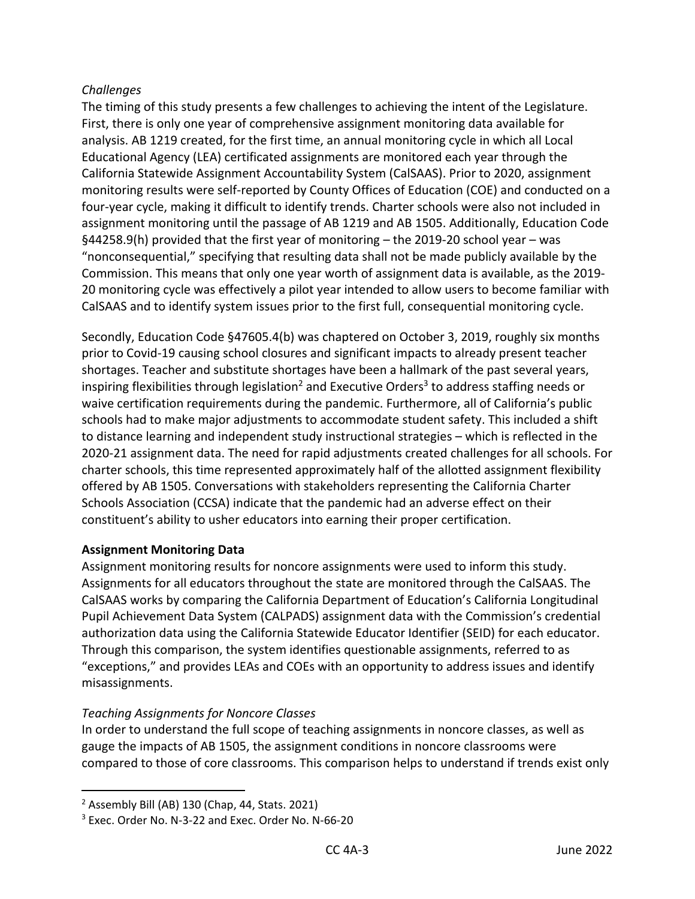*Challenges*

The timing of this study presents a few challenges to achieving the intent of the Legislature. First, there is only one year of comprehensive assignment monitoring data available for analysis. AB 1219 created, for the first time, an annual monitoring cycle in which all Local Educational Agency (LEA) certificated assignments are monitored each year through the California Statewide Assignment Accountability System (CalSAAS). Prior to 2020, assignment monitoring results were self-reported by County Offices of Education (COE) and conducted on a four-year cycle, making it difficult to identify trends. Charter schools were also not included in assignment monitoring until the passage of AB 1219 and AB 1505. Additionally, Education Code §44258.9(h) provided that the first year of monitoring – the 2019-20 school year – was "nonconsequential," specifying that resulting data shall not be made publicly available by the Commission. This means that only one year worth of assignment data is available, as the 2019-20 monitoring cycle was effectively a pilot year intended to allow users to become familiar with CalSAAS and to identify system issues prior to the first full, consequential monitoring cycle.

Secondly, Education Code §47605.4(b) was chaptered on October 3, 2019, roughly six months prior to Covid-19 causing school closures and significant impacts to already present teacher shortages. Teacher and substitute shortages have been a hallmark of the past several years, inspiring flexibilities through legislation[2] and Executive Orders[3] to address staffing needs or waive certification requirements during the pandemic. Furthermore, all of California's public schools had to make major adjustments to accommodate student safety. This included a shift to distance learning and independent study instructional strategies – which is reflected in the 2020-21 assignment data. The need for rapid adjustments created challenges for all schools. For charter schools, this time represented approximately half of the allotted assignment flexibility offered by AB 1505. Conversations with stakeholders representing the California Charter Schools Association (CCSA) indicate that the pandemic had an adverse effect on their constituent's ability to usher educators into earning their proper certification.

**Assignment Monitoring Data**

Assignment monitoring results for noncore assignments were used to inform this study. Assignments for all educators throughout the state are monitored through the CalSAAS. The CalSAAS works by comparing the California Department of Education's California Longitudinal Pupil Achievement Data System (CALPADS) assignment data with the Commission's credential authorization data using the California Statewide Educator Identifier (SEID) for each educator. Through this comparison, the system identifies questionable assignments, referred to as "exceptions," and provides LEAs and COEs with an opportunity to address issues and identify misassignments.

*Teaching Assignments for Noncore Classes*

In order to understand the full scope of teaching assignments in noncore classes, as well as gauge the impacts of AB 1505, the assignment conditions in noncore classrooms were compared to those of core classrooms. This comparison helps to understand if trends exist only

---

[2] Assembly Bill (AB) 130 (Chap, 44, Stats. 2021)

[3] Exec. Order No. N-3-22 and Exec. Order No. N-66-20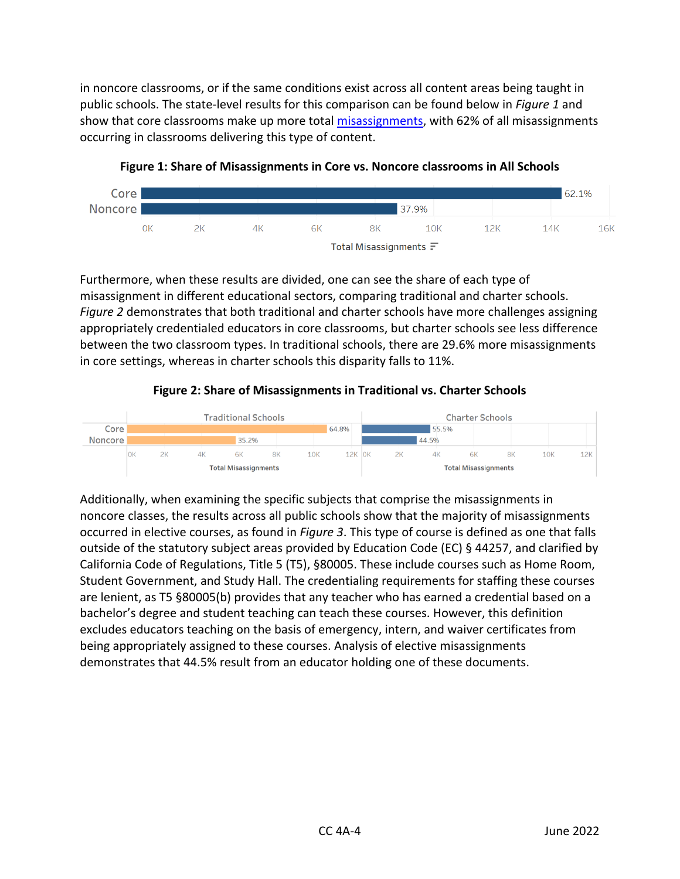in noncore classrooms, or if the same conditions exist across all content areas being taught in public schools. The state-level results for this comparison can be found below in *Figure 1* and show that core classrooms make up more total misassignments, with 62% of all misassignments occurring in classrooms delivering this type of content.

**Figure 1: Share of Misassignments in Core vs. Noncore classrooms in All Schools**

| | Share |
|---|---|
| Core | 62.1% |
| Noncore | 37.9% |

Furthermore, when these results are divided, one can see the share of each type of misassignment in different educational sectors, comparing traditional and charter schools. *Figure 2* demonstrates that both traditional and charter schools have more challenges assigning appropriately credentialed educators in core classrooms, but charter schools see less difference between the two classroom types. In traditional schools, there are 29.6% more misassignments in core settings, whereas in charter schools this disparity falls to 11%.

**Figure 2: Share of Misassignments in Traditional vs. Charter Schools**

| | Traditional Schools | Charter Schools |
|---|---|---|
| Core | 64.8% | 55.5% |
| Noncore | 35.2% | 44.5% |

Additionally, when examining the specific subjects that comprise the misassignments in noncore classes, the results across all public schools show that the majority of misassignments occurred in elective courses, as found in *Figure 3*. This type of course is defined as one that falls outside of the statutory subject areas provided by Education Code (EC) § 44257, and clarified by California Code of Regulations, Title 5 (T5), §80005. These include courses such as Home Room, Student Government, and Study Hall. The credentialing requirements for staffing these courses are lenient, as T5 §80005(b) provides that any teacher who has earned a credential based on a bachelor's degree and student teaching can teach these courses. However, this definition excludes educators teaching on the basis of emergency, intern, and waiver certificates from being appropriately assigned to these courses. Analysis of elective misassignments demonstrates that 44.5% result from an educator holding one of these documents.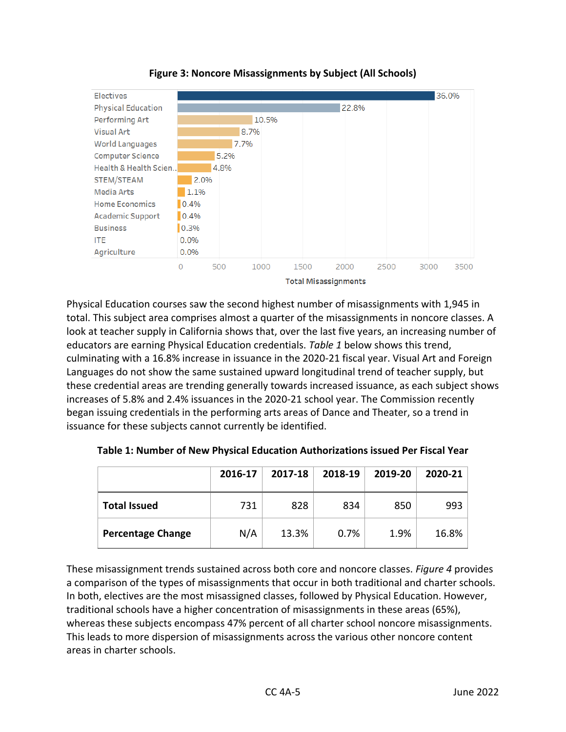**Figure 3: Noncore Misassignments by Subject (All Schools)**

| Subject | Percentage |
| --- | --- |
| Electives | 36.0% |
| Physical Education | 22.8% |
| Performing Art | 10.5% |
| Visual Art | 8.7% |
| World Languages | 7.7% |
| Computer Science | 5.2% |
| Health & Health Scien.. | 4.8% |
| STEM/STEAM | 2.0% |
| Media Arts | 1.1% |
| Home Economics | 0.4% |
| Academic Support | 0.4% |
| Business | 0.3% |
| ITE | 0.0% |
| Agriculture | 0.0% |

Total Misassignments

Physical Education courses saw the second highest number of misassignments with 1,945 in total. This subject area comprises almost a quarter of the misassignments in noncore classes. A look at teacher supply in California shows that, over the last five years, an increasing number of educators are earning Physical Education credentials. *Table 1* below shows this trend, culminating with a 16.8% increase in issuance in the 2020-21 fiscal year. Visual Art and Foreign Languages do not show the same sustained upward longitudinal trend of teacher supply, but these credential areas are trending generally towards increased issuance, as each subject shows increases of 5.8% and 2.4% issuances in the 2020-21 school year. The Commission recently began issuing credentials in the performing arts areas of Dance and Theater, so a trend in issuance for these subjects cannot currently be identified.

**Table 1: Number of New Physical Education Authorizations issued Per Fiscal Year**

| | 2016-17 | 2017-18 | 2018-19 | 2019-20 | 2020-21 |
| --- | --- | --- | --- | --- | --- |
| **Total Issued** | 731 | 828 | 834 | 850 | 993 |
| **Percentage Change** | N/A | 13.3% | 0.7% | 1.9% | 16.8% |

These misassignment trends sustained across both core and noncore classes. *Figure 4* provides a comparison of the types of misassignments that occur in both traditional and charter schools. In both, electives are the most misassigned classes, followed by Physical Education. However, traditional schools have a higher concentration of misassignments in these areas (65%), whereas these subjects encompass 47% percent of all charter school noncore misassignments. This leads to more dispersion of misassignments across the various other noncore content areas in charter schools.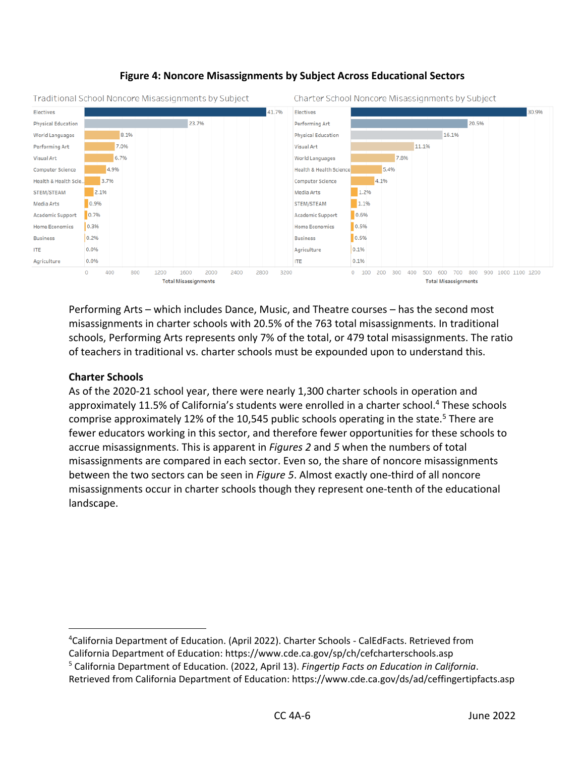**Figure 4: Noncore Misassignments by Subject Across Educational Sectors**

Traditional School Noncore Misassignments by Subject

| Subject | Share |
|---|---|
| Electives | 41.7% |
| Physical Education | 23.7% |
| World Languages | 8.1% |
| Performing Art | 7.0% |
| Visual Art | 6.7% |
| Computer Science | 4.9% |
| Health & Health Scie.. | 3.7% |
| STEM/STEAM | 2.1% |
| Media Arts | 0.9% |
| Academic Support | 0.7% |
| Home Economics | 0.3% |
| Business | 0.2% |
| ITE | 0.0% |
| Agriculture | 0.0% |

Charter School Noncore Misassignments by Subject

| Subject | Share |
|---|---|
| Electives | 30.9% |
| Performing Art | 20.5% |
| Physical Education | 16.1% |
| Visual Art | 11.1% |
| World Languages | 7.8% |
| Health & Health Science | 5.4% |
| Computer Science | 4.1% |
| Media Arts | 1.2% |
| STEM/STEAM | 1.1% |
| Academic Support | 0.6% |
| Home Economics | 0.5% |
| Business | 0.5% |
| Agriculture | 0.1% |
| ITE | 0.1% |

Performing Arts – which includes Dance, Music, and Theatre courses – has the second most misassignments in charter schools with 20.5% of the 763 total misassignments. In traditional schools, Performing Arts represents only 7% of the total, or 479 total misassignments. The ratio of teachers in traditional vs. charter schools must be expounded upon to understand this.

## Charter Schools

As of the 2020-21 school year, there were nearly 1,300 charter schools in operation and approximately 11.5% of California's students were enrolled in a charter school.[4] These schools comprise approximately 12% of the 10,545 public schools operating in the state.[5] There are fewer educators working in this sector, and therefore fewer opportunities for these schools to accrue misassignments. This is apparent in *Figures 2* and *5* when the numbers of total misassignments are compared in each sector. Even so, the share of noncore misassignments between the two sectors can be seen in *Figure 5*. Almost exactly one-third of all noncore misassignments occur in charter schools though they represent one-tenth of the educational landscape.

---

[4] California Department of Education. (April 2022). Charter Schools - CalEdFacts. Retrieved from California Department of Education: https://www.cde.ca.gov/sp/ch/cefcharterschools.asp

[5] California Department of Education. (2022, April 13). *Fingertip Facts on Education in California*. Retrieved from California Department of Education: https://www.cde.ca.gov/ds/ad/ceffingertipfacts.asp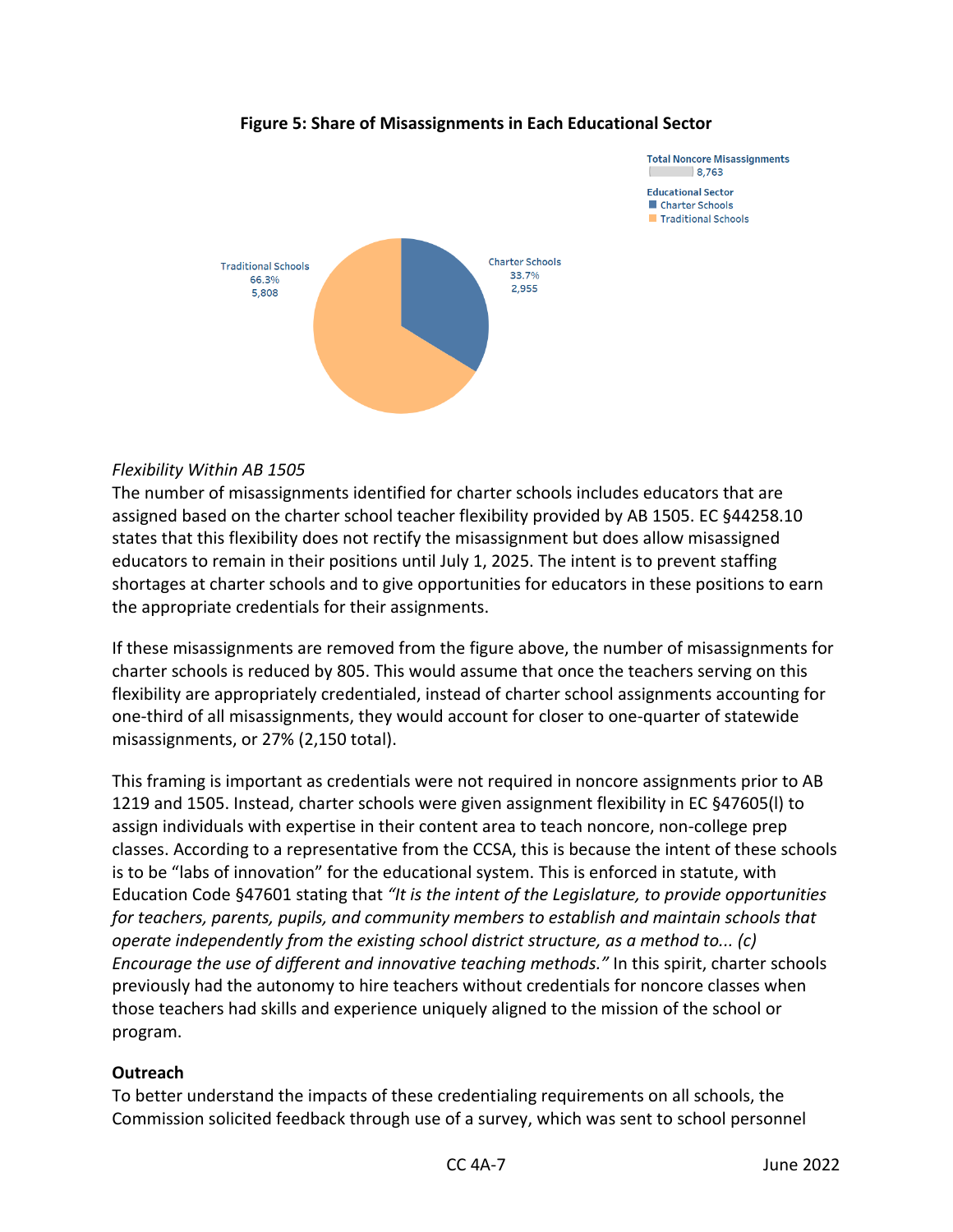**Figure 5: Share of Misassignments in Each Educational Sector**

Total Noncore Misassignments: 8,763

Educational Sector: Charter Schools; Traditional Schools

Traditional Schools 66.3% 5,808

Charter Schools 33.7% 2,955

*Flexibility Within AB 1505*

The number of misassignments identified for charter schools includes educators that are assigned based on the charter school teacher flexibility provided by AB 1505. EC §44258.10 states that this flexibility does not rectify the misassignment but does allow misassigned educators to remain in their positions until July 1, 2025. The intent is to prevent staffing shortages at charter schools and to give opportunities for educators in these positions to earn the appropriate credentials for their assignments.

If these misassignments are removed from the figure above, the number of misassignments for charter schools is reduced by 805. This would assume that once the teachers serving on this flexibility are appropriately credentialed, instead of charter school assignments accounting for one-third of all misassignments, they would account for closer to one-quarter of statewide misassignments, or 27% (2,150 total).

This framing is important as credentials were not required in noncore assignments prior to AB 1219 and 1505. Instead, charter schools were given assignment flexibility in EC §47605(l) to assign individuals with expertise in their content area to teach noncore, non-college prep classes. According to a representative from the CCSA, this is because the intent of these schools is to be "labs of innovation" for the educational system. This is enforced in statute, with Education Code §47601 stating that *"It is the intent of the Legislature, to provide opportunities for teachers, parents, pupils, and community members to establish and maintain schools that operate independently from the existing school district structure, as a method to... (c) Encourage the use of different and innovative teaching methods."* In this spirit, charter schools previously had the autonomy to hire teachers without credentials for noncore classes when those teachers had skills and experience uniquely aligned to the mission of the school or program.

**Outreach**

To better understand the impacts of these credentialing requirements on all schools, the Commission solicited feedback through use of a survey, which was sent to school personnel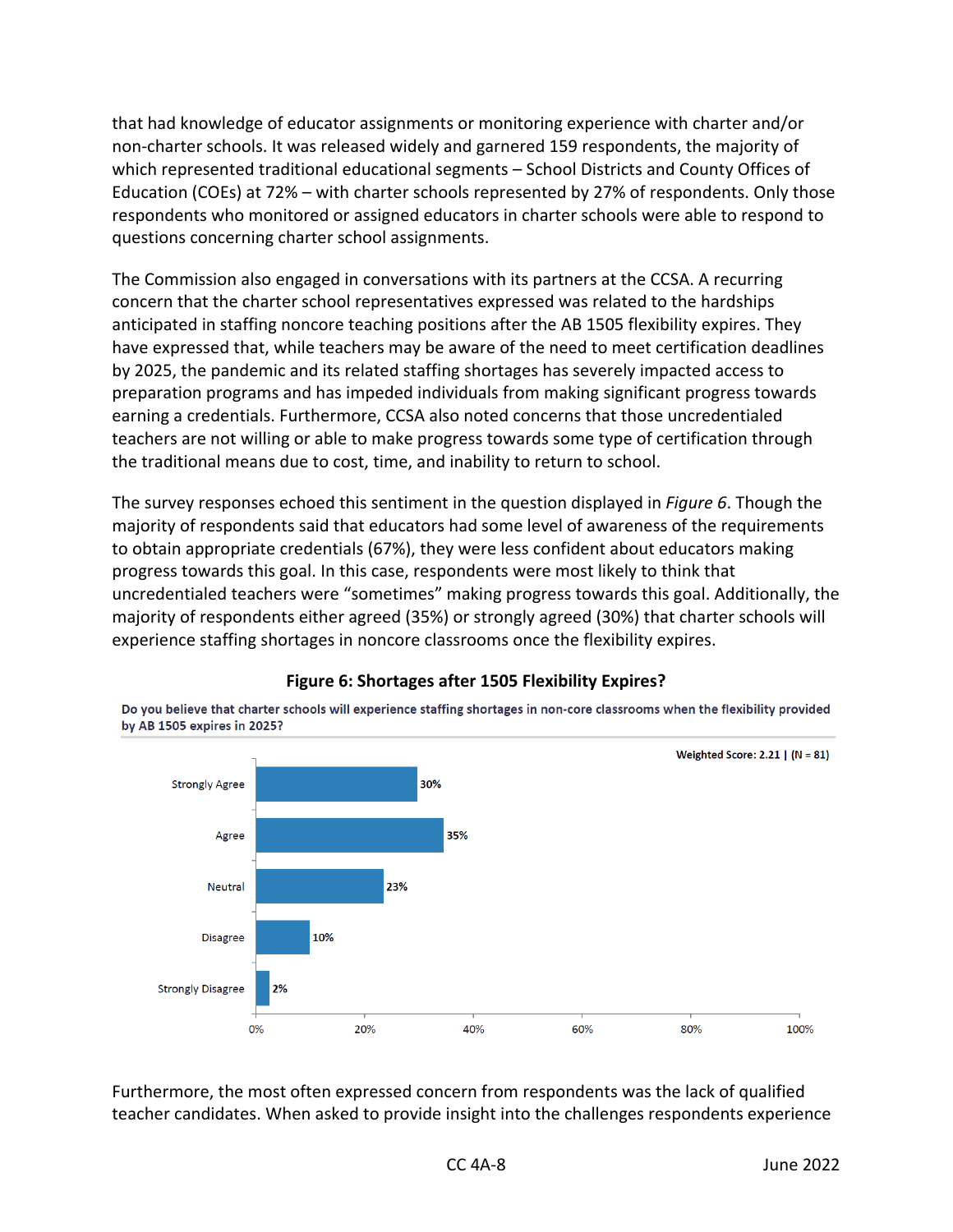that had knowledge of educator assignments or monitoring experience with charter and/or non-charter schools. It was released widely and garnered 159 respondents, the majority of which represented traditional educational segments – School Districts and County Offices of Education (COEs) at 72% – with charter schools represented by 27% of respondents. Only those respondents who monitored or assigned educators in charter schools were able to respond to questions concerning charter school assignments.

The Commission also engaged in conversations with its partners at the CCSA. A recurring concern that the charter school representatives expressed was related to the hardships anticipated in staffing noncore teaching positions after the AB 1505 flexibility expires. They have expressed that, while teachers may be aware of the need to meet certification deadlines by 2025, the pandemic and its related staffing shortages has severely impacted access to preparation programs and has impeded individuals from making significant progress towards earning a credentials. Furthermore, CCSA also noted concerns that those uncredentialed teachers are not willing or able to make progress towards some type of certification through the traditional means due to cost, time, and inability to return to school.

The survey responses echoed this sentiment in the question displayed in *Figure 6*. Though the majority of respondents said that educators had some level of awareness of the requirements to obtain appropriate credentials (67%), they were less confident about educators making progress towards this goal. In this case, respondents were most likely to think that uncredentialed teachers were "sometimes" making progress towards this goal. Additionally, the majority of respondents either agreed (35%) or strongly agreed (30%) that charter schools will experience staffing shortages in noncore classrooms once the flexibility expires.

**Figure 6: Shortages after 1505 Flexibility Expires?**

**Do you believe that charter schools will experience staffing shortages in non-core classrooms when the flexibility provided by AB 1505 expires in 2025?**

Weighted Score: 2.21 | (N = 81)

| Response | Percent |
|---|---|
| Strongly Agree | 30% |
| Agree | 35% |
| Neutral | 23% |
| Disagree | 10% |
| Strongly Disagree | 2% |

Furthermore, the most often expressed concern from respondents was the lack of qualified teacher candidates. When asked to provide insight into the challenges respondents experience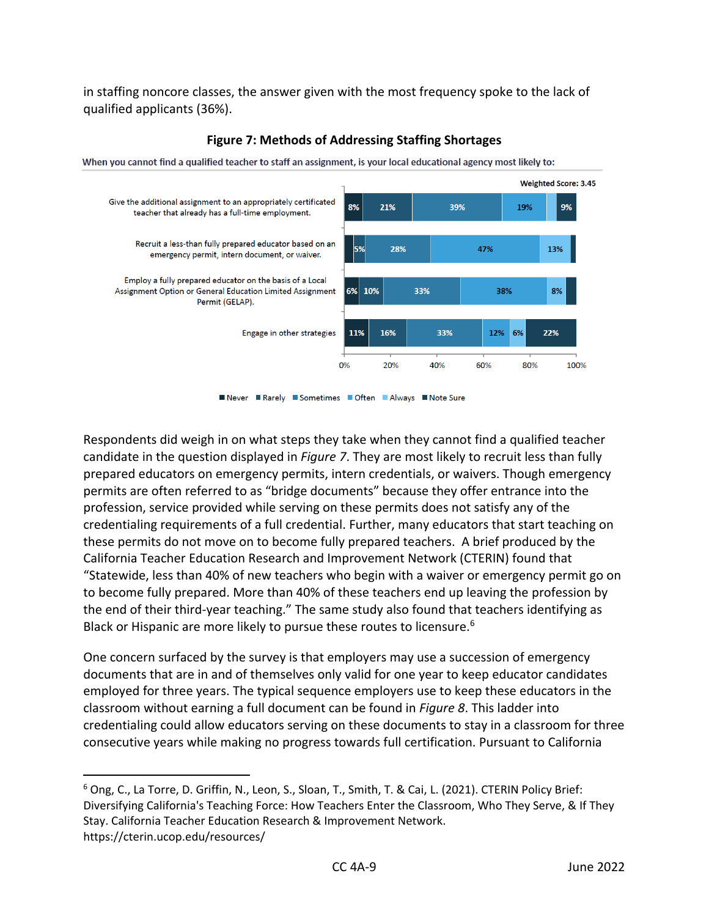in staffing noncore classes, the answer given with the most frequency spoke to the lack of qualified applicants (36%).

**Figure 7: Methods of Addressing Staffing Shortages**

When you cannot find a qualified teacher to staff an assignment, is your local educational agency most likely to:

Weighted Score: 3.45

| | Never | Rarely | Sometimes | Often | Always | Note Sure |
|---|---|---|---|---|---|---|
| Give the additional assignment to an appropriately certificated teacher that already has a full-time employment. | 8% | 21% | 39% | 19% | | 9% |
| Recruit a less-than fully prepared educator based on an emergency permit, intern document, or waiver. | | 5% | 28% | 47% | 13% | |
| Employ a fully prepared educator on the basis of a Local Assignment Option or General Education Limited Assignment Permit (GELAP). | 6% | 10% | 33% | 38% | 8% | |
| Engage in other strategies | 11% | 16% | 33% | 12% | 6% | 22% |

Respondents did weigh in on what steps they take when they cannot find a qualified teacher candidate in the question displayed in *Figure 7*. They are most likely to recruit less than fully prepared educators on emergency permits, intern credentials, or waivers. Though emergency permits are often referred to as "bridge documents" because they offer entrance into the profession, service provided while serving on these permits does not satisfy any of the credentialing requirements of a full credential. Further, many educators that start teaching on these permits do not move on to become fully prepared teachers. A brief produced by the California Teacher Education Research and Improvement Network (CTERIN) found that "Statewide, less than 40% of new teachers who begin with a waiver or emergency permit go on to become fully prepared. More than 40% of these teachers end up leaving the profession by the end of their third-year teaching." The same study also found that teachers identifying as Black or Hispanic are more likely to pursue these routes to licensure.[6]

One concern surfaced by the survey is that employers may use a succession of emergency documents that are in and of themselves only valid for one year to keep educator candidates employed for three years. The typical sequence employers use to keep these educators in the classroom without earning a full document can be found in *Figure 8*. This ladder into credentialing could allow educators serving on these documents to stay in a classroom for three consecutive years while making no progress towards full certification. Pursuant to California

[6] Ong, C., La Torre, D. Griffin, N., Leon, S., Sloan, T., Smith, T. & Cai, L. (2021). CTERIN Policy Brief: Diversifying California's Teaching Force: How Teachers Enter the Classroom, Who They Serve, & If They Stay. California Teacher Education Research & Improvement Network. https://cterin.ucop.edu/resources/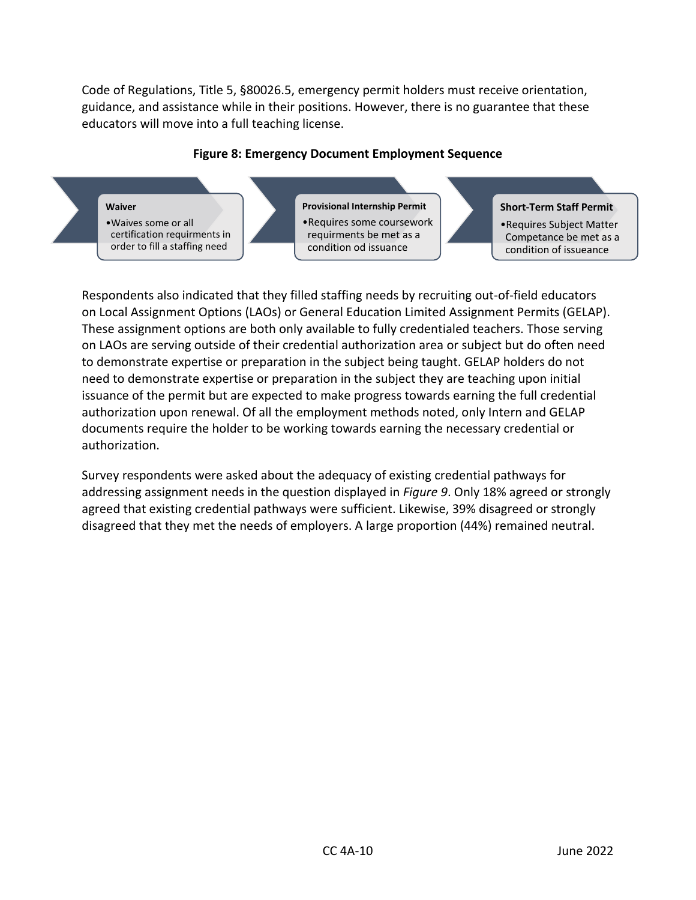Code of Regulations, Title 5, §80026.5, emergency permit holders must receive orientation, guidance, and assistance while in their positions. However, there is no guarantee that these educators will move into a full teaching license.

**Figure 8: Emergency Document Employment Sequence**

**Waiver**
- Waives some or all certification requirments in order to fill a staffing need

**Provisional Internship Permit**
- Requires some coursework requirments be met as a condition od issuance

**Short-Term Staff Permit**
- Requires Subject Matter Competance be met as a condition of issueance

Respondents also indicated that they filled staffing needs by recruiting out-of-field educators on Local Assignment Options (LAOs) or General Education Limited Assignment Permits (GELAP). These assignment options are both only available to fully credentialed teachers. Those serving on LAOs are serving outside of their credential authorization area or subject but do often need to demonstrate expertise or preparation in the subject being taught. GELAP holders do not need to demonstrate expertise or preparation in the subject they are teaching upon initial issuance of the permit but are expected to make progress towards earning the full credential authorization upon renewal. Of all the employment methods noted, only Intern and GELAP documents require the holder to be working towards earning the necessary credential or authorization.

Survey respondents were asked about the adequacy of existing credential pathways for addressing assignment needs in the question displayed in *Figure 9*. Only 18% agreed or strongly agreed that existing credential pathways were sufficient. Likewise, 39% disagreed or strongly disagreed that they met the needs of employers. A large proportion (44%) remained neutral.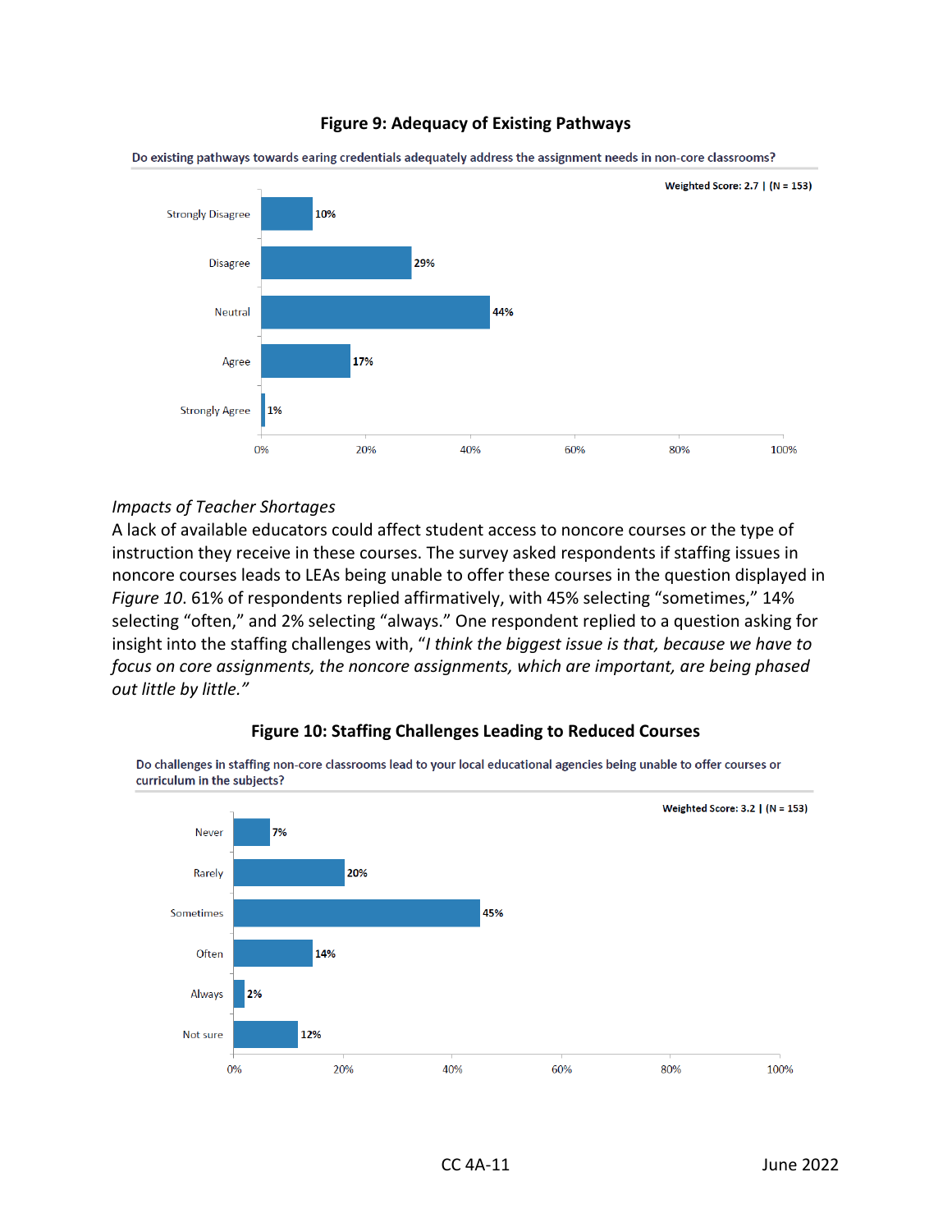**Figure 9: Adequacy of Existing Pathways**

Do existing pathways towards earing credentials adequately address the assignment needs in non-core classrooms?

Weighted Score: 2.7 | (N = 153)

| Response | Percent |
|---|---|
| Strongly Disagree | 10% |
| Disagree | 29% |
| Neutral | 44% |
| Agree | 17% |
| Strongly Agree | 1% |

*Impacts of Teacher Shortages*

A lack of available educators could affect student access to noncore courses or the type of instruction they receive in these courses. The survey asked respondents if staffing issues in noncore courses leads to LEAs being unable to offer these courses in the question displayed in *Figure 10*. 61% of respondents replied affirmatively, with 45% selecting "sometimes," 14% selecting "often," and 2% selecting "always." One respondent replied to a question asking for insight into the staffing challenges with, "*I think the biggest issue is that, because we have to focus on core assignments, the noncore assignments, which are important, are being phased out little by little.*"

**Figure 10: Staffing Challenges Leading to Reduced Courses**

Do challenges in staffing non-core classrooms lead to your local educational agencies being unable to offer courses or curriculum in the subjects?

Weighted Score: 3.2 | (N = 153)

| Response | Percent |
|---|---|
| Never | 7% |
| Rarely | 20% |
| Sometimes | 45% |
| Often | 14% |
| Always | 2% |
| Not sure | 12% |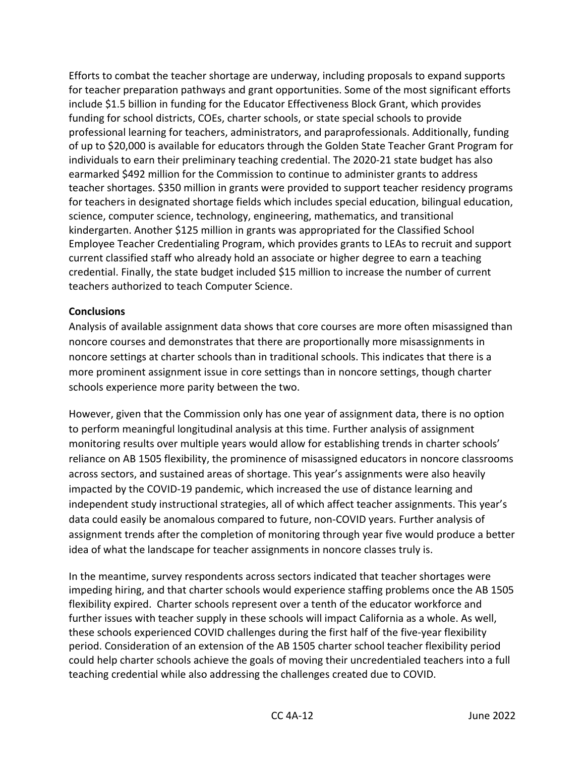Efforts to combat the teacher shortage are underway, including proposals to expand supports for teacher preparation pathways and grant opportunities. Some of the most significant efforts include $1.5 billion in funding for the Educator Effectiveness Block Grant, which provides funding for school districts, COEs, charter schools, or state special schools to provide professional learning for teachers, administrators, and paraprofessionals. Additionally, funding of up to $20,000 is available for educators through the Golden State Teacher Grant Program for individuals to earn their preliminary teaching credential. The 2020-21 state budget has also earmarked $492 million for the Commission to continue to administer grants to address teacher shortages. $350 million in grants were provided to support teacher residency programs for teachers in designated shortage fields which includes special education, bilingual education, science, computer science, technology, engineering, mathematics, and transitional kindergarten. Another $125 million in grants was appropriated for the Classified School Employee Teacher Credentialing Program, which provides grants to LEAs to recruit and support current classified staff who already hold an associate or higher degree to earn a teaching credential. Finally, the state budget included $15 million to increase the number of current teachers authorized to teach Computer Science.

**Conclusions**

Analysis of available assignment data shows that core courses are more often misassigned than noncore courses and demonstrates that there are proportionally more misassignments in noncore settings at charter schools than in traditional schools. This indicates that there is a more prominent assignment issue in core settings than in noncore settings, though charter schools experience more parity between the two.

However, given that the Commission only has one year of assignment data, there is no option to perform meaningful longitudinal analysis at this time. Further analysis of assignment monitoring results over multiple years would allow for establishing trends in charter schools' reliance on AB 1505 flexibility, the prominence of misassigned educators in noncore classrooms across sectors, and sustained areas of shortage. This year's assignments were also heavily impacted by the COVID-19 pandemic, which increased the use of distance learning and independent study instructional strategies, all of which affect teacher assignments. This year's data could easily be anomalous compared to future, non-COVID years. Further analysis of assignment trends after the completion of monitoring through year five would produce a better idea of what the landscape for teacher assignments in noncore classes truly is.

In the meantime, survey respondents across sectors indicated that teacher shortages were impeding hiring, and that charter schools would experience staffing problems once the AB 1505 flexibility expired. Charter schools represent over a tenth of the educator workforce and further issues with teacher supply in these schools will impact California as a whole. As well, these schools experienced COVID challenges during the first half of the five-year flexibility period. Consideration of an extension of the AB 1505 charter school teacher flexibility period could help charter schools achieve the goals of moving their uncredentialed teachers into a full teaching credential while also addressing the challenges created due to COVID.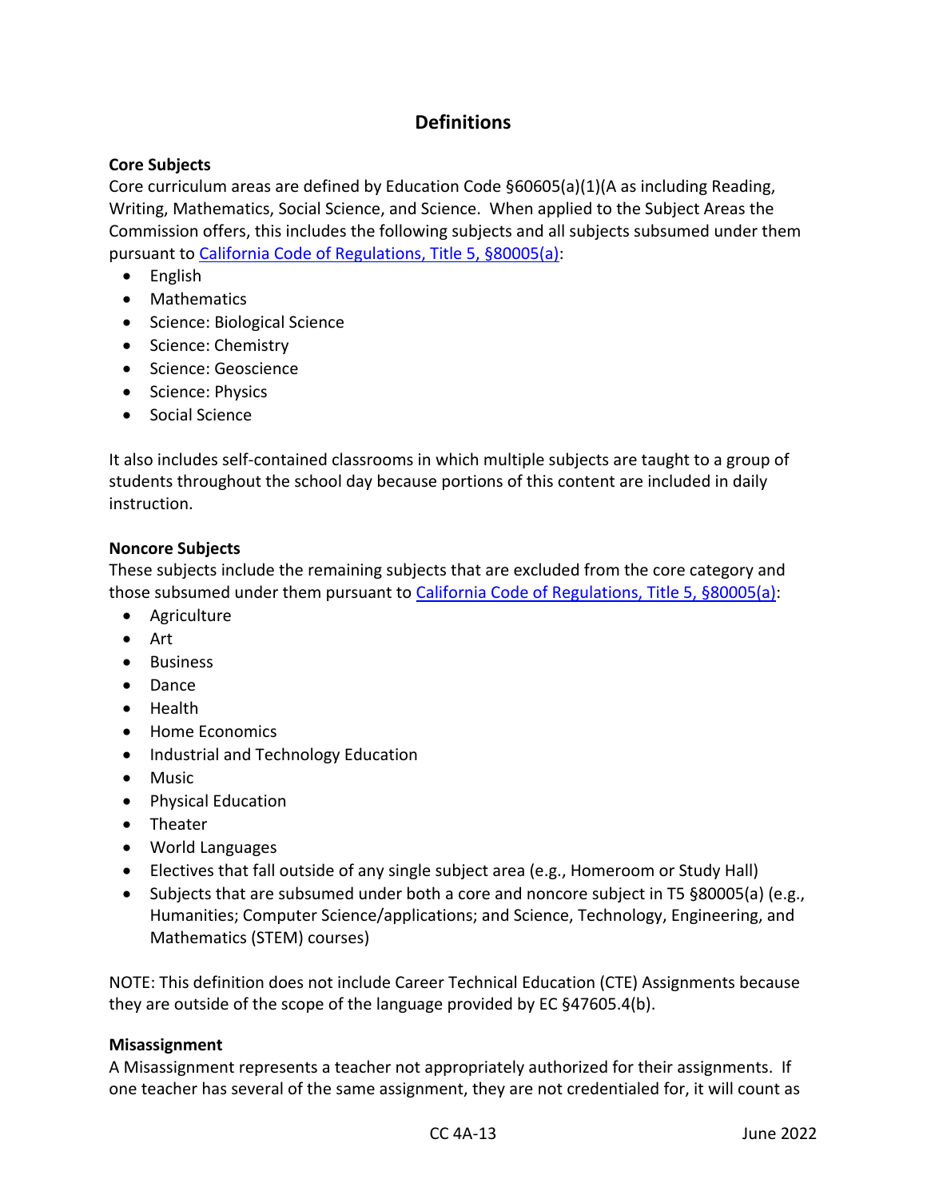## Definitions

### Core Subjects

Core curriculum areas are defined by Education Code §60605(a)(1)(A as including Reading, Writing, Mathematics, Social Science, and Science. When applied to the Subject Areas the Commission offers, this includes the following subjects and all subjects subsumed under them pursuant to [California Code of Regulations, Title 5, §80005(a)](#):

- English
- Mathematics
- Science: Biological Science
- Science: Chemistry
- Science: Geoscience
- Science: Physics
- Social Science

It also includes self-contained classrooms in which multiple subjects are taught to a group of students throughout the school day because portions of this content are included in daily instruction.

### Noncore Subjects

These subjects include the remaining subjects that are excluded from the core category and those subsumed under them pursuant to [California Code of Regulations, Title 5, §80005(a)](#):

- Agriculture
- Art
- Business
- Dance
- Health
- Home Economics
- Industrial and Technology Education
- Music
- Physical Education
- Theater
- World Languages
- Electives that fall outside of any single subject area (e.g., Homeroom or Study Hall)
- Subjects that are subsumed under both a core and noncore subject in T5 §80005(a) (e.g., Humanities; Computer Science/applications; and Science, Technology, Engineering, and Mathematics (STEM) courses)

NOTE: This definition does not include Career Technical Education (CTE) Assignments because they are outside of the scope of the language provided by EC §47605.4(b).

### Misassignment

A Misassignment represents a teacher not appropriately authorized for their assignments. If one teacher has several of the same assignment, they are not credentialed for, it will count as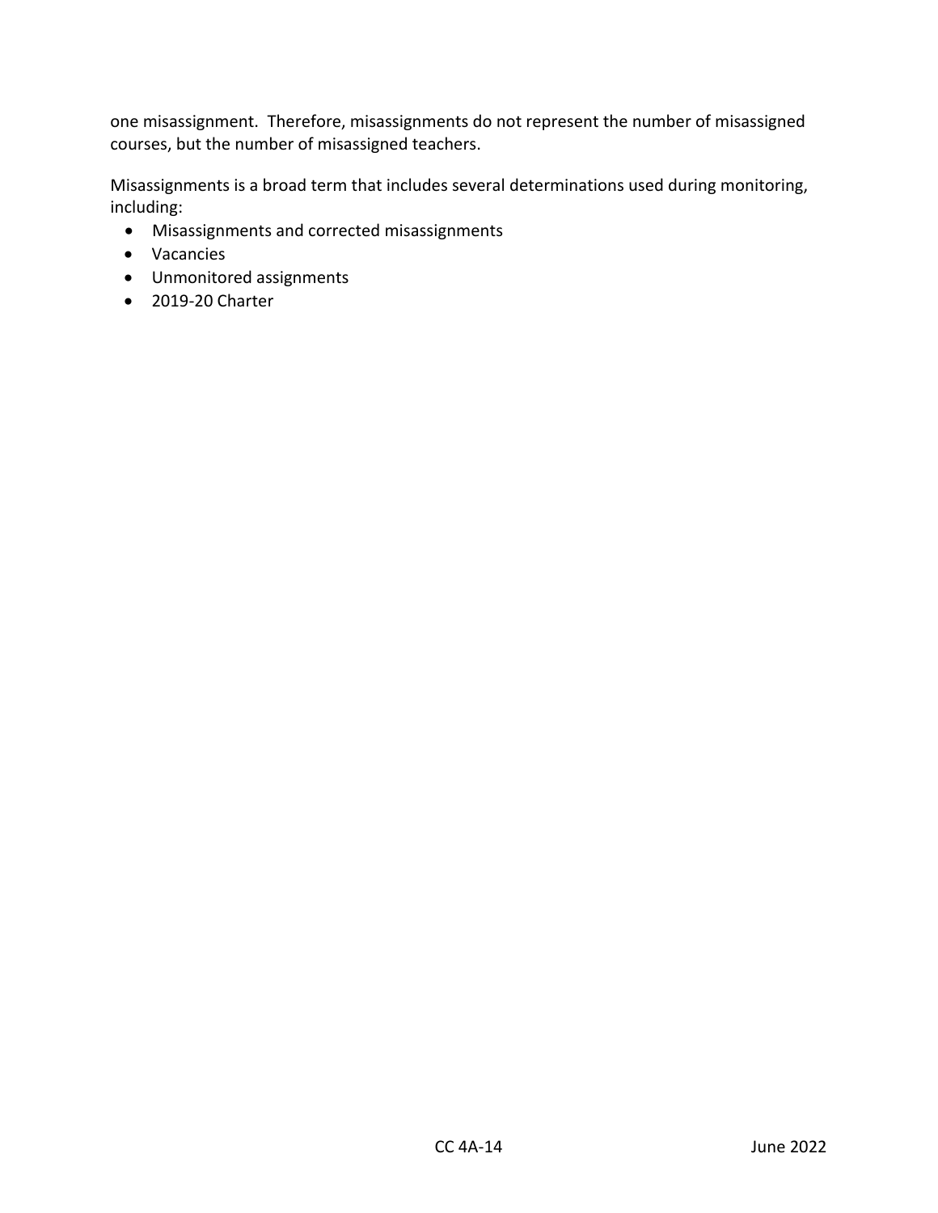one misassignment. Therefore, misassignments do not represent the number of misassigned courses, but the number of misassigned teachers.

Misassignments is a broad term that includes several determinations used during monitoring, including:

- Misassignments and corrected misassignments
- Vacancies
- Unmonitored assignments
- 2019-20 Charter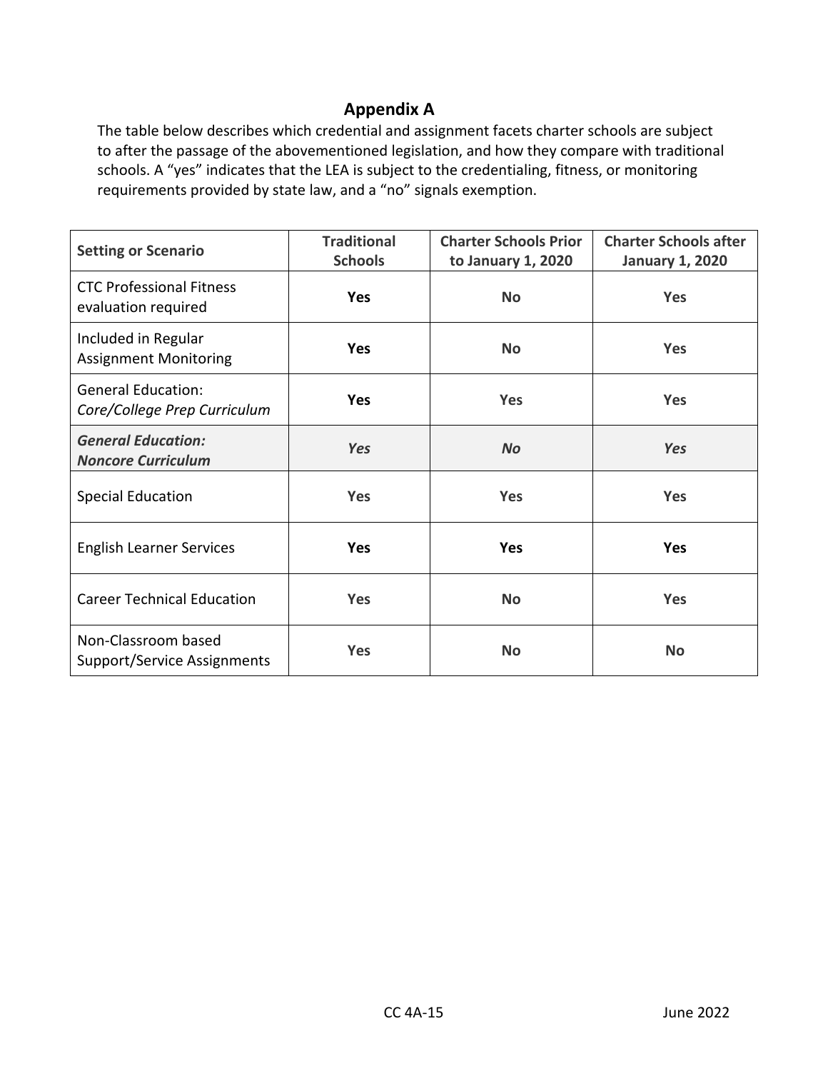## Appendix A

The table below describes which credential and assignment facets charter schools are subject to after the passage of the abovementioned legislation, and how they compare with traditional schools. A "yes" indicates that the LEA is subject to the credentialing, fitness, or monitoring requirements provided by state law, and a "no" signals exemption.

| Setting or Scenario | Traditional Schools | Charter Schools Prior to January 1, 2020 | Charter Schools after January 1, 2020 |
|---|---|---|---|
| CTC Professional Fitness evaluation required | **Yes** | **No** | **Yes** |
| Included in Regular Assignment Monitoring | **Yes** | **No** | **Yes** |
| General Education: *Core/College Prep Curriculum* | **Yes** | **Yes** | **Yes** |
| ***General Education: Noncore Curriculum*** | ***Yes*** | ***No*** | ***Yes*** |
| Special Education | **Yes** | **Yes** | **Yes** |
| English Learner Services | **Yes** | **Yes** | **Yes** |
| Career Technical Education | **Yes** | **No** | **Yes** |
| Non-Classroom based Support/Service Assignments | **Yes** | **No** | **No** |